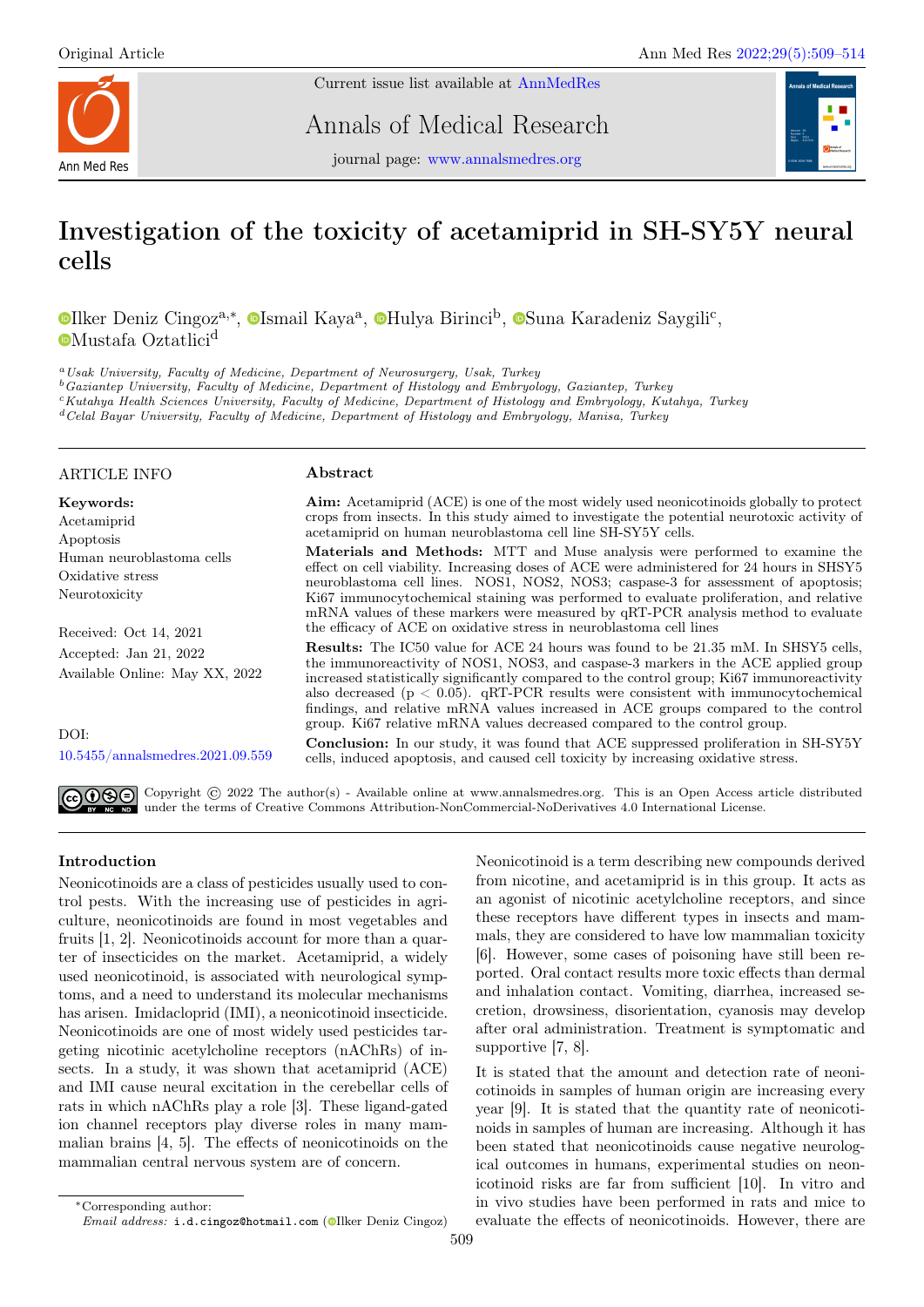Original Article

Current issue list available at AnnMedRes

Annals of Medical Research

journal page: www.annalsmedres.org

# Investigation of the toxicity of acetamiprid in SH-SY5Y neural cells

Ilker Deniz Cingoz[a,*], Ismail Kaya[a], Hulya Birinci[b], Suna Karadeniz Saygili[c], Mustafa Oztatlici[d]

[a] *Usak University, Faculty of Medicine, Department of Neurosurgery, Usak, Turkey*
[b] *Gaziantep University, Faculty of Medicine, Department of Histology and Embryology, Gaziantep, Turkey*
[c] *Kutahya Health Sciences University, Faculty of Medicine, Department of Histology and Embryology, Kutahya, Turkey*
[d] *Celal Bayar University, Faculty of Medicine, Department of Histology and Embryology, Manisa, Turkey*

## ARTICLE INFO

**Keywords:**
Acetamiprid
Apoptosis
Human neuroblastoma cells
Oxidative stress
Neurotoxicity

Received: Oct 14, 2021
Accepted: Jan 21, 2022
Available Online: May XX, 2022

DOI:
10.5455/annalsmedres.2021.09.559

## Abstract

**Aim:** Acetamiprid (ACE) is one of the most widely used neonicotinoids globally to protect crops from insects. In this study aimed to investigate the potential neurotoxic activity of acetamiprid on human neuroblastoma cell line SH-SY5Y cells.

**Materials and Methods:** MTT and Muse analysis were performed to examine the effect on cell viability. Increasing doses of ACE were administered for 24 hours in SHSY5 neuroblastoma cell lines. NOS1, NOS2, NOS3; caspase-3 for assessment of apoptosis; Ki67 immunocytochemical staining was performed to evaluate proliferation, and relative mRNA values of these markers were measured by qRT-PCR analysis method to evaluate the efficacy of ACE on oxidative stress in neuroblastoma cell lines

**Results:** The IC50 value for ACE 24 hours was found to be 21.35 mM. In SHSY5 cells, the immunoreactivity of NOS1, NOS3, and caspase-3 markers in the ACE applied group increased statistically significantly compared to the control group; Ki67 immunoreactivity also decreased ($p < 0.05$). qRT-PCR results were consistent with immunocytochemical findings, and relative mRNA values increased in ACE groups compared to the control group. Ki67 relative mRNA values decreased compared to the control group.

**Conclusion:** In our study, it was found that ACE suppressed proliferation in SH-SY5Y cells, induced apoptosis, and caused cell toxicity by increasing oxidative stress.

Copyright © 2022 The author(s) - Available online at www.annalsmedres.org. This is an Open Access article distributed under the terms of Creative Commons Attribution-NonCommercial-NoDerivatives 4.0 International License.

## Introduction

Neonicotinoids are a class of pesticides usually used to control pests. With the increasing use of pesticides in agriculture, neonicotinoids are found in most vegetables and fruits [1, 2]. Neonicotinoids account for more than a quarter of insecticides on the market. Acetamiprid, a widely used neonicotinoid, is associated with neurological symptoms, and a need to understand its molecular mechanisms has arisen. Imidacloprid (IMI), a neonicotinoid insecticide. Neonicotinoids are one of most widely used pesticides targeting nicotinic acetylcholine receptors (nAChRs) of insects. In a study, it was shown that acetamiprid (ACE) and IMI cause neural excitation in the cerebellar cells of rats in which nAChRs play a role [3]. These ligand-gated ion channel receptors play diverse roles in many mammalian brains [4, 5]. The effects of neonicotinoids on the mammalian central nervous system are of concern.

Neonicotinoid is a term describing new compounds derived from nicotine, and acetamiprid is in this group. It acts as an agonist of nicotinic acetylcholine receptors, and since these receptors have different types in insects and mammals, they are considered to have low mammalian toxicity [6]. However, some cases of poisoning have still been reported. Oral contact results more toxic effects than dermal and inhalation contact. Vomiting, diarrhea, increased secretion, drowsiness, disorientation, cyanosis may develop after oral administration. Treatment is symptomatic and supportive [7, 8].

It is stated that the amount and detection rate of neonicotinoids in samples of human origin are increasing every year [9]. It is stated that the quantity rate of neonicotinoids in samples of human are increasing. Although it has been stated that neonicotinoids cause negative neurological outcomes in humans, experimental studies on neonicotinoid risks are far from sufficient [10]. In vitro and in vivo studies have been performed in rats and mice to evaluate the effects of neonicotinoids. However, there are

*Corresponding author:
*Email address:* i.d.cingoz@hotmail.com (Ilker Deniz Cingoz)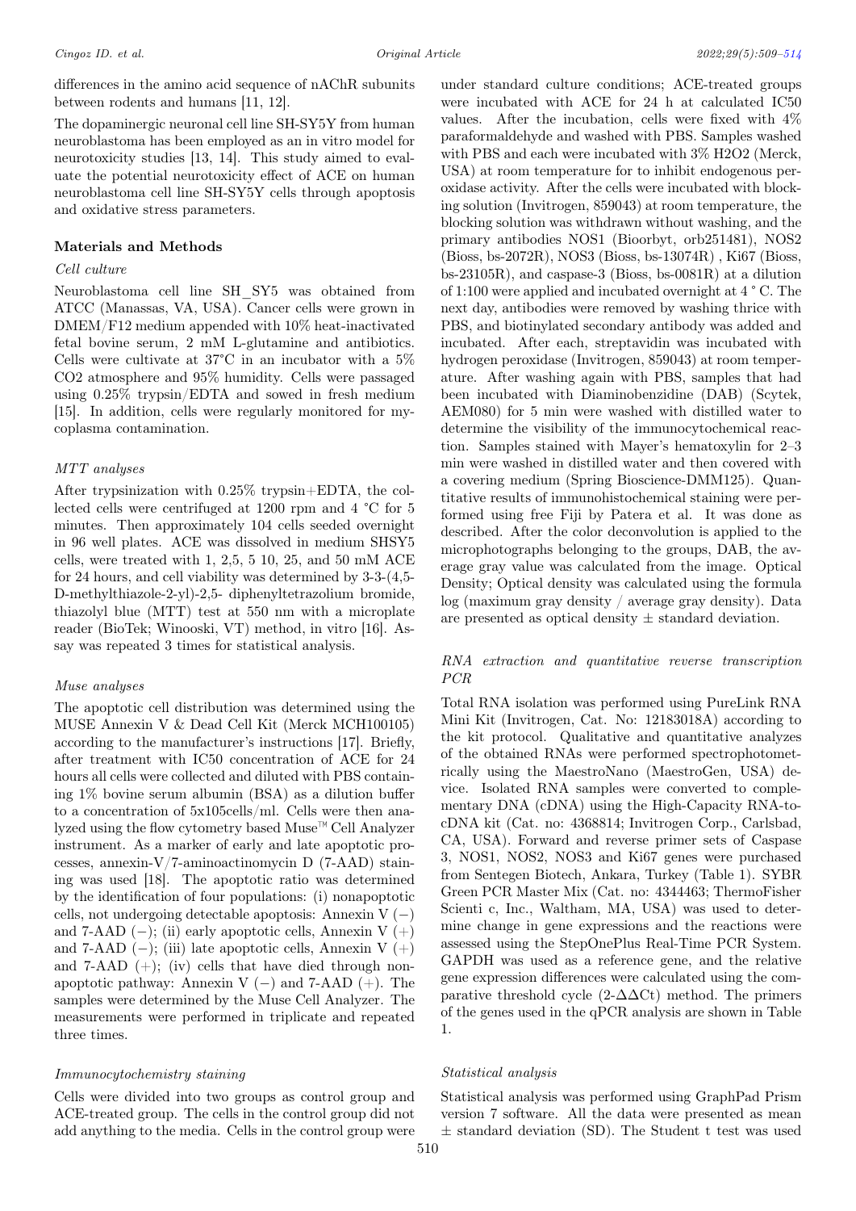differences in the amino acid sequence of nAChR subunits between rodents and humans [11, 12].

The dopaminergic neuronal cell line SH-SY5Y from human neuroblastoma has been employed as an in vitro model for neurotoxicity studies [13, 14]. This study aimed to evaluate the potential neurotoxicity effect of ACE on human neuroblastoma cell line SH-SY5Y cells through apoptosis and oxidative stress parameters.

## Materials and Methods

### *Cell culture*

Neuroblastoma cell line SH_SY5 was obtained from ATCC (Manassas, VA, USA). Cancer cells were grown in DMEM/F12 medium appended with 10% heat-inactivated fetal bovine serum, 2 mM L-glutamine and antibiotics. Cells were cultivate at 37°C in an incubator with a 5% CO2 atmosphere and 95% humidity. Cells were passaged using 0.25% trypsin/EDTA and sowed in fresh medium [15]. In addition, cells were regularly monitored for mycoplasma contamination.

### *MTT analyses*

After trypsinization with 0.25% trypsin+EDTA, the collected cells were centrifuged at 1200 rpm and 4 °C for 5 minutes. Then approximately 104 cells seeded overnight in 96 well plates. ACE was dissolved in medium SHSY5 cells, were treated with 1, 2,5, 5 10, 25, and 50 mM ACE for 24 hours, and cell viability was determined by 3-3-(4,5-D-methylthiazole-2-yl)-2,5- diphenyltetrazolium bromide, thiazolyl blue (MTT) test at 550 nm with a microplate reader (BioTek; Winooski, VT) method, in vitro [16]. Assay was repeated 3 times for statistical analysis.

### *Muse analyses*

The apoptotic cell distribution was determined using the MUSE Annexin V & Dead Cell Kit (Merck MCH100105) according to the manufacturer's instructions [17]. Briefly, after treatment with IC50 concentration of ACE for 24 hours all cells were collected and diluted with PBS containing 1% bovine serum albumin (BSA) as a dilution buffer to a concentration of 5x105cells/ml. Cells were then analyzed using the flow cytometry based Muse™ Cell Analyzer instrument. As a marker of early and late apoptotic processes, annexin-V/7-aminoactinomycin D (7-AAD) staining was used [18]. The apoptotic ratio was determined by the identification of four populations: (i) nonapoptotic cells, not undergoing detectable apoptosis: Annexin V (−) and 7-AAD (−); (ii) early apoptotic cells, Annexin V (+) and 7-AAD (−); (iii) late apoptotic cells, Annexin V (+) and 7-AAD (+); (iv) cells that have died through non-apoptotic pathway: Annexin V (−) and 7-AAD (+). The samples were determined by the Muse Cell Analyzer. The measurements were performed in triplicate and repeated three times.

### *Immunocytochemistry staining*

Cells were divided into two groups as control group and ACE-treated group. The cells in the control group did not add anything to the media. Cells in the control group were under standard culture conditions; ACE-treated groups were incubated with ACE for 24 h at calculated IC50 values. After the incubation, cells were fixed with 4% paraformaldehyde and washed with PBS. Samples washed with PBS and each were incubated with 3% H2O2 (Merck, USA) at room temperature for to inhibit endogenous peroxidase activity. After the cells were incubated with blocking solution (Invitrogen, 859043) at room temperature, the blocking solution was withdrawn without washing, and the primary antibodies NOS1 (Bioorbyt, orb251481), NOS2 (Bioss, bs-2072R), NOS3 (Bioss, bs-13074R) , Ki67 (Bioss, bs-23105R), and caspase-3 (Bioss, bs-0081R) at a dilution of 1:100 were applied and incubated overnight at 4 ° C. The next day, antibodies were removed by washing thrice with PBS, and biotinylated secondary antibody was added and incubated. After each, streptavidin was incubated with hydrogen peroxidase (Invitrogen, 859043) at room temperature. After washing again with PBS, samples that had been incubated with Diaminobenzidine (DAB) (Scytek, AEM080) for 5 min were washed with distilled water to determine the visibility of the immunocytochemical reaction. Samples stained with Mayer's hematoxylin for 2–3 min were washed in distilled water and then covered with a covering medium (Spring Bioscience-DMM125). Quantitative results of immunohistochemical staining were performed using free Fiji by Patera et al. It was done as described. After the color deconvolution is applied to the microphotographs belonging to the groups, DAB, the average gray value was calculated from the image. Optical Density; Optical density was calculated using the formula log (maximum gray density / average gray density). Data are presented as optical density ± standard deviation.

### *RNA extraction and quantitative reverse transcription PCR*

Total RNA isolation was performed using PureLink RNA Mini Kit (Invitrogen, Cat. No: 12183018A) according to the kit protocol. Qualitative and quantitative analyzes of the obtained RNAs were performed spectrophotometrically using the MaestroNano (MaestroGen, USA) device. Isolated RNA samples were converted to complementary DNA (cDNA) using the High-Capacity RNA-to-cDNA kit (Cat. no: 4368814; Invitrogen Corp., Carlsbad, CA, USA). Forward and reverse primer sets of Caspase 3, NOS1, NOS2, NOS3 and Ki67 genes were purchased from Sentegen Biotech, Ankara, Turkey (Table 1). SYBR Green PCR Master Mix (Cat. no: 4344463; ThermoFisher Scienti c, Inc., Waltham, MA, USA) was used to determine change in gene expressions and the reactions were assessed using the StepOnePlus Real-Time PCR System. GAPDH was used as a reference gene, and the relative gene expression differences were calculated using the comparative threshold cycle (2-ΔΔCt) method. The primers of the genes used in the qPCR analysis are shown in Table 1.

### *Statistical analysis*

Statistical analysis was performed using GraphPad Prism version 7 software. All the data were presented as mean ± standard deviation (SD). The Student t test was used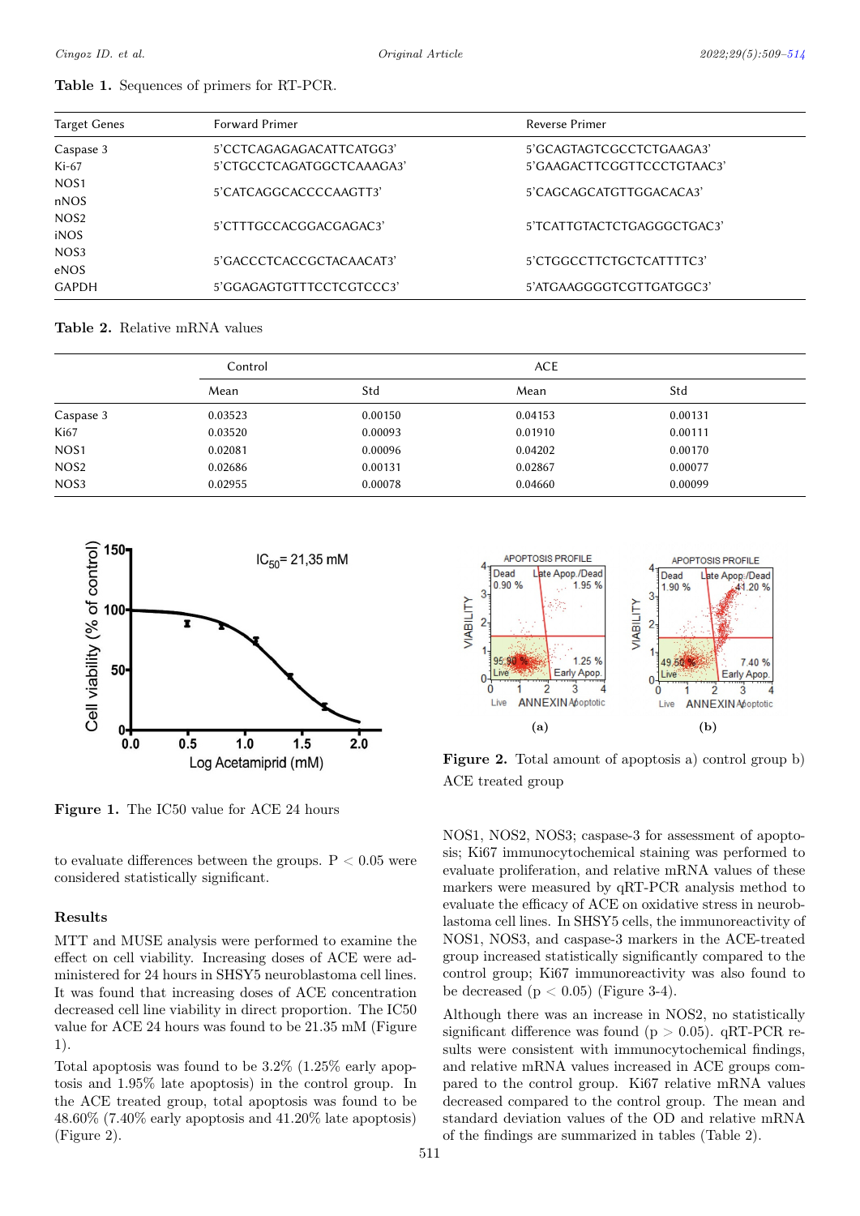**Table 1.** Sequences of primers for RT-PCR.

| Target Genes | Forward Primer | Reverse Primer |
|---|---|---|
| Caspase 3 | 5'CCTCAGAGAGACATTCATGG3' | 5'GCAGTAGTCGCCTCTGAAGA3' |
| Ki-67 | 5'CTGCCTCAGATGGCTCAAAGA3' | 5'GAAGACTTCGGTTCCCTGTAAC3' |
| NOS1 nNOS | 5'CATCAGGCACCCCAAGTT3' | 5'CAGCAGCATGTTGGACACA3' |
| NOS2 iNOS | 5'CTTTGCCACGGACGAGAC3' | 5'TCATTGTACTCTGAGGGCTGAC3' |
| NOS3 eNOS | 5'GACCCTCACCGCTACAACAT3' | 5'CTGGCCTTCTGCTCATTTTC3' |
| GAPDH | 5'GGAGAGTGTTTCCTCGTCCC3' | 5'ATGAAGGGGTCGTTGATGGC3' |

**Table 2.** Relative mRNA values

| | Control | | ACE | |
|---|---|---|---|---|
| | Mean | Std | Mean | Std |
| Caspase 3 | 0.03523 | 0.00150 | 0.04153 | 0.00131 |
| Ki67 | 0.03520 | 0.00093 | 0.01910 | 0.00111 |
| NOS1 | 0.02081 | 0.00096 | 0.04202 | 0.00170 |
| NOS2 | 0.02686 | 0.00131 | 0.02867 | 0.00077 |
| NOS3 | 0.02955 | 0.00078 | 0.04660 | 0.00099 |

**Figure 1.** The IC50 value for ACE 24 hours

**Figure 2.** Total amount of apoptosis a) control group b) ACE treated group

to evaluate differences between the groups. $P < 0.05$ were considered statistically significant.

## Results

MTT and MUSE analysis were performed to examine the effect on cell viability. Increasing doses of ACE were administered for 24 hours in SHSY5 neuroblastoma cell lines. It was found that increasing doses of ACE concentration decreased cell line viability in direct proportion. The IC50 value for ACE 24 hours was found to be 21.35 mM (Figure 1).

Total apoptosis was found to be 3.2% (1.25% early apoptosis and 1.95% late apoptosis) in the control group. In the ACE treated group, total apoptosis was found to be 48.60% (7.40% early apoptosis and 41.20% late apoptosis) (Figure 2).

NOS1, NOS2, NOS3; caspase-3 for assessment of apoptosis; Ki67 immunocytochemical staining was performed to evaluate proliferation, and relative mRNA values of these markers were measured by qRT-PCR analysis method to evaluate the efficacy of ACE on oxidative stress in neuroblastoma cell lines. In SHSY5 cells, the immunoreactivity of NOS1, NOS3, and caspase-3 markers in the ACE-treated group increased statistically significantly compared to the control group; Ki67 immunoreactivity was also found to be decreased ($p < 0.05$) (Figure 3-4).

Although there was an increase in NOS2, no statistically significant difference was found ($p > 0.05$). qRT-PCR results were consistent with immunocytochemical findings, and relative mRNA values increased in ACE groups compared to the control group. Ki67 relative mRNA values decreased compared to the control group. The mean and standard deviation values of the OD and relative mRNA of the findings are summarized in tables (Table 2).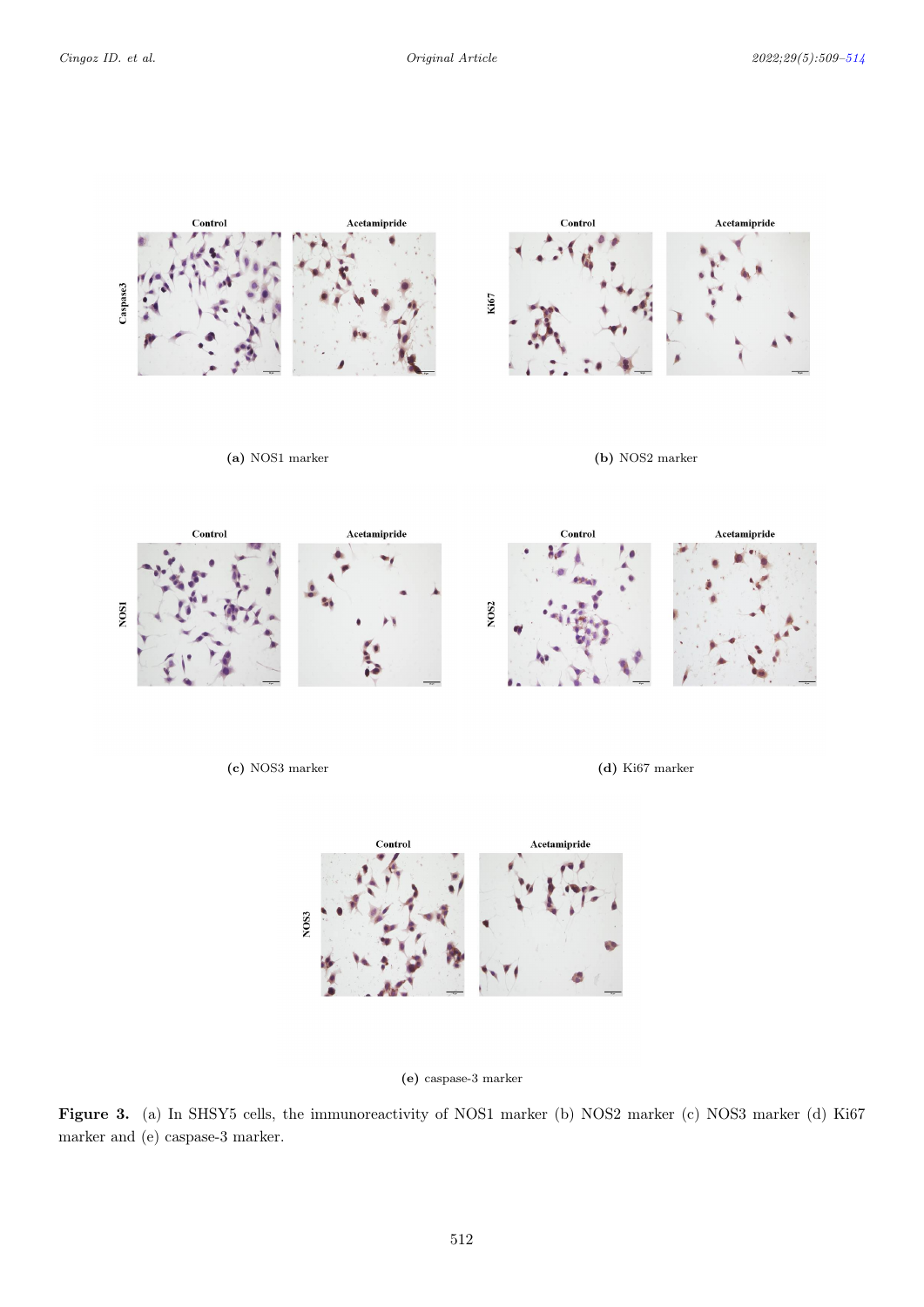(a) NOS1 marker

(b) NOS2 marker

(c) NOS3 marker

(d) Ki67 marker

(e) caspase-3 marker

**Figure 3.** (a) In SHSY5 cells, the immunoreactivity of NOS1 marker (b) NOS2 marker (c) NOS3 marker (d) Ki67 marker and (e) caspase-3 marker.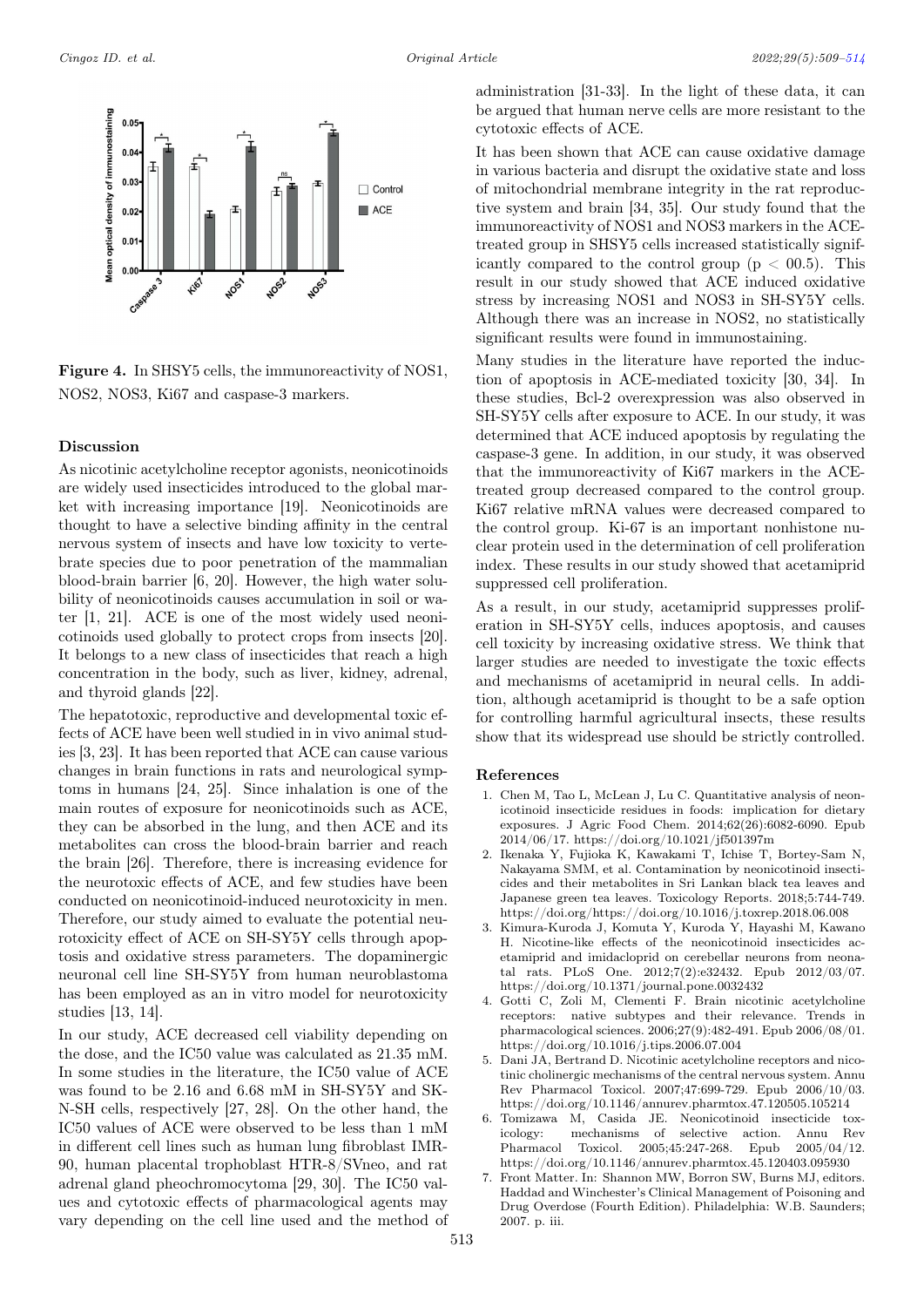**Figure 4.** In SHSY5 cells, the immunoreactivity of NOS1, NOS2, NOS3, Ki67 and caspase-3 markers.

## Discussion

As nicotinic acetylcholine receptor agonists, neonicotinoids are widely used insecticides introduced to the global market with increasing importance [19]. Neonicotinoids are thought to have a selective binding affinity in the central nervous system of insects and have low toxicity to vertebrate species due to poor penetration of the mammalian blood-brain barrier [6, 20]. However, the high water solubility of neonicotinoids causes accumulation in soil or water [1, 21]. ACE is one of the most widely used neonicotinoids used globally to protect crops from insects [20]. It belongs to a new class of insecticides that reach a high concentration in the body, such as liver, kidney, adrenal, and thyroid glands [22].

The hepatotoxic, reproductive and developmental toxic effects of ACE have been well studied in in vivo animal studies [3, 23]. It has been reported that ACE can cause various changes in brain functions in rats and neurological symptoms in humans [24, 25]. Since inhalation is one of the main routes of exposure for neonicotinoids such as ACE, they can be absorbed in the lung, and then ACE and its metabolites can cross the blood-brain barrier and reach the brain [26]. Therefore, there is increasing evidence for the neurotoxic effects of ACE, and few studies have been conducted on neonicotinoid-induced neurotoxicity in men. Therefore, our study aimed to evaluate the potential neurotoxicity effect of ACE on SH-SY5Y cells through apoptosis and oxidative stress parameters. The dopaminergic neuronal cell line SH-SY5Y from human neuroblastoma has been employed as an in vitro model for neurotoxicity studies [13, 14].

In our study, ACE decreased cell viability depending on the dose, and the IC50 value was calculated as 21.35 mM. In some studies in the literature, the IC50 value of ACE was found to be 2.16 and 6.68 mM in SH-SY5Y and SK-N-SH cells, respectively [27, 28]. On the other hand, the IC50 values of ACE were observed to be less than 1 mM in different cell lines such as human lung fibroblast IMR-90, human placental trophoblast HTR-8/SVneo, and rat adrenal gland pheochromocytoma [29, 30]. The IC50 values and cytotoxic effects of pharmacological agents may vary depending on the cell line used and the method of administration [31-33]. In the light of these data, it can be argued that human nerve cells are more resistant to the cytotoxic effects of ACE.

It has been shown that ACE can cause oxidative damage in various bacteria and disrupt the oxidative state and loss of mitochondrial membrane integrity in the rat reproductive system and brain [34, 35]. Our study found that the immunoreactivity of NOS1 and NOS3 markers in the ACE-treated group in SHSY5 cells increased statistically significantly compared to the control group ($p < 00.5$). This result in our study showed that ACE induced oxidative stress by increasing NOS1 and NOS3 in SH-SY5Y cells. Although there was an increase in NOS2, no statistically significant results were found in immunostaining.

Many studies in the literature have reported the induction of apoptosis in ACE-mediated toxicity [30, 34]. In these studies, Bcl-2 overexpression was also observed in SH-SY5Y cells after exposure to ACE. In our study, it was determined that ACE induced apoptosis by regulating the caspase-3 gene. In addition, in our study, it was observed that the immunoreactivity of Ki67 markers in the ACE-treated group decreased compared to the control group. Ki67 relative mRNA values were decreased compared to the control group. Ki-67 is an important nonhistone nuclear protein used in the determination of cell proliferation index. These results in our study showed that acetamiprid suppressed cell proliferation.

As a result, in our study, acetamiprid suppresses proliferation in SH-SY5Y cells, induces apoptosis, and causes cell toxicity by increasing oxidative stress. We think that larger studies are needed to investigate the toxic effects and mechanisms of acetamiprid in neural cells. In addition, although acetamiprid is thought to be a safe option for controlling harmful agricultural insects, these results show that its widespread use should be strictly controlled.

## References

1. Chen M, Tao L, McLean J, Lu C. Quantitative analysis of neonicotinoid insecticide residues in foods: implication for dietary exposures. J Agric Food Chem. 2014;62(26):6082-6090. Epub 2014/06/17. https://doi.org/10.1021/jf501397m
2. Ikenaka Y, Fujioka K, Kawakami T, Ichise T, Bortey-Sam N, Nakayama SMM, et al. Contamination by neonicotinoid insecticides and their metabolites in Sri Lankan black tea leaves and Japanese green tea leaves. Toxicology Reports. 2018;5:744-749. https://doi.org/https://doi.org/10.1016/j.toxrep.2018.06.008
3. Kimura-Kuroda J, Komuta Y, Kuroda Y, Hayashi M, Kawano H. Nicotine-like effects of the neonicotinoid insecticides acetamiprid and imidacloprid on cerebellar neurons from neonatal rats. PLoS One. 2012;7(2):e32432. Epub 2012/03/07. https://doi.org/10.1371/journal.pone.0032432
4. Gotti C, Zoli M, Clementi F. Brain nicotinic acetylcholine receptors: native subtypes and their relevance. Trends in pharmacological sciences. 2006;27(9):482-491. Epub 2006/08/01. https://doi.org/10.1016/j.tips.2006.07.004
5. Dani JA, Bertrand D. Nicotinic acetylcholine receptors and nicotinic cholinergic mechanisms of the central nervous system. Annu Rev Pharmacol Toxicol. 2007;47:699-729. Epub 2006/10/03. https://doi.org/10.1146/annurev.pharmtox.47.120505.105214
6. Tomizawa M, Casida JE. Neonicotinoid insecticide toxicology: mechanisms of selective action. Annu Rev Pharmacol Toxicol. 2005;45:247-268. Epub 2005/04/12. https://doi.org/10.1146/annurev.pharmtox.45.120403.095930
7. Front Matter. In: Shannon MW, Borron SW, Burns MJ, editors. Haddad and Winchester's Clinical Management of Poisoning and Drug Overdose (Fourth Edition). Philadelphia: W.B. Saunders; 2007. p. iii.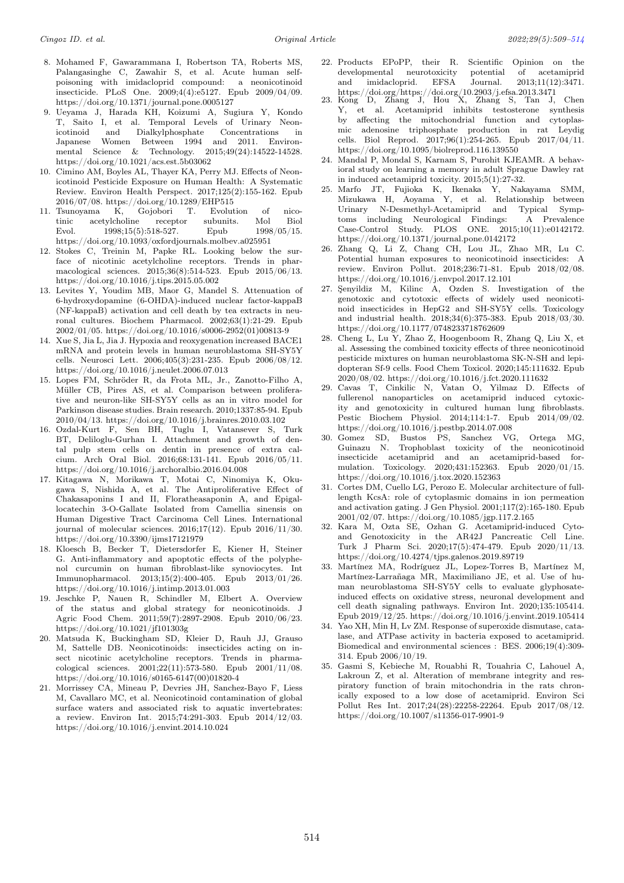8. Mohamed F, Gawarammana I, Robertson TA, Roberts MS, Palangasinghe C, Zawahir S, et al. Acute human self-poisoning with imidacloprid compound: a neonicotinoid insecticide. PLoS One. 2009;4(4):e5127. Epub 2009/04/09. https://doi.org/10.1371/journal.pone.0005127
9. Ueyama J, Harada KH, Koizumi A, Sugiura Y, Kondo T, Saito I, et al. Temporal Levels of Urinary Neonicotinoid and Dialkylphosphate Concentrations in Japanese Women Between 1994 and 2011. Environmental Science & Technology. 2015;49(24):14522-14528. https://doi.org/10.1021/acs.est.5b03062
10. Cimino AM, Boyles AL, Thayer KA, Perry MJ. Effects of Neonicotinoid Pesticide Exposure on Human Health: A Systematic Review. Environ Health Perspect. 2017;125(2):155-162. Epub 2016/07/08. https://doi.org/10.1289/EHP515
11. Tsunoyama K, Gojobori T. Evolution of nicotinic acetylcholine receptor subunits. Mol Biol Evol. 1998;15(5):518-527. Epub 1998/05/15. https://doi.org/10.1093/oxfordjournals.molbev.a025951
12. Stokes C, Treinin M, Papke RL. Looking below the surface of nicotinic acetylcholine receptors. Trends in pharmacological sciences. 2015;36(8):514-523. Epub 2015/06/13. https://doi.org/10.1016/j.tips.2015.05.002
13. Levites Y, Youdim MB, Maor G, Mandel S. Attenuation of 6-hydroxydopamine (6-OHDA)-induced nuclear factor-kappaB (NF-kappaB) activation and cell death by tea extracts in neuronal cultures. Biochem Pharmacol. 2002;63(1):21-29. Epub 2002/01/05. https://doi.org/10.1016/s0006-2952(01)00813-9
14. Xue S, Jia L, Jia J. Hypoxia and reoxygenation increased BACE1 mRNA and protein levels in human neuroblastoma SH-SY5Y cells. Neurosci Lett. 2006;405(3):231-235. Epub 2006/08/12. https://doi.org/10.1016/j.neulet.2006.07.013
15. Lopes FM, Schröder R, da Frota ML, Jr., Zanotto-Filho A, Müller CB, Pires AS, et al. Comparison between proliferative and neuron-like SH-SY5Y cells as an in vitro model for Parkinson disease studies. Brain research. 2010;1337:85-94. Epub 2010/04/13. https://doi.org/10.1016/j.brainres.2010.03.102
16. Ozdal-Kurt F, Sen BH, Tuglu I, Vatansever S, Turk BT, Delilоglu-Gurhan I. Attachment and growth of dental pulp stem cells on dentin in presence of extra calcium. Arch Oral Biol. 2016;68:131-141. Epub 2016/05/11. https://doi.org/10.1016/j.archoralbio.2016.04.008
17. Kitagawa N, Morikawa T, Motai C, Ninomiya K, Okugawa S, Nishida A, et al. The Antiproliferative Effect of Chakasaponins I and II, Floratheasaponin A, and Epigallocatechin 3-O-Gallate Isolated from Camellia sinensis on Human Digestive Tract Carcinoma Cell Lines. International journal of molecular sciences. 2016;17(12). Epub 2016/11/30. https://doi.org/10.3390/ijms17121979
18. Kloesch B, Becker T, Dietersdorfer E, Kiener H, Steiner G. Anti-inflammatory and apoptotic effects of the polyphenol curcumin on human fibroblast-like synoviocytes. Int Immunopharmacol. 2013;15(2):400-405. Epub 2013/01/26. https://doi.org/10.1016/j.intimp.2013.01.003
19. Jeschke P, Nauen R, Schindler M, Elbert A. Overview of the status and global strategy for neonicotinoids. J Agric Food Chem. 2011;59(7):2897-2908. Epub 2010/06/23. https://doi.org/10.1021/jf101303g
20. Matsuda K, Buckingham SD, Kleier D, Rauh JJ, Grauso M, Sattelle DB. Neonicotinoids: insecticides acting on insect nicotinic acetylcholine receptors. Trends in pharmacological sciences. 2001;22(11):573-580. Epub 2001/11/08. https://doi.org/10.1016/s0165-6147(00)01820-4
21. Morrissey CA, Mineau P, Devries JH, Sanchez-Bayo F, Liess M, Cavallaro MC, et al. Neonicotinoid contamination of global surface waters and associated risk to aquatic invertebrates: a review. Environ Int. 2015;74:291-303. Epub 2014/12/03. https://doi.org/10.1016/j.envint.2014.10.024
22. Products EPoPP, their R. Scientific Opinion on the developmental neurotoxicity potential of acetamiprid and imidacloprid. EFSA Journal. 2013;11(12):3471. https://doi.org/https://doi.org/10.2903/j.efsa.2013.3471
23. Kong D, Zhang J, Hou X, Zhang S, Tan J, Chen Y, et al. Acetamiprid inhibits testosterone synthesis by affecting the mitochondrial function and cytoplasmic adenosine triphosphate production in rat Leydig cells. Biol Reprod. 2017;96(1):254-265. Epub 2017/04/11. https://doi.org/10.1095/biolreprod.116.139550
24. Mandal P, Mondal S, Karnam S, Purohit KJEAMR. A behavioral study on learning a memory in adult Sprague Dawley rat in induced acetamiprid toxicity. 2015;5(1):27-32.
25. Marfo JT, Fujioka K, Ikenaka Y, Nakayama SMM, Mizukawa H, Aoyama Y, et al. Relationship between Urinary N-Desmethyl-Acetamiprid and Typical Symptoms including Neurological Findings: A Prevalence Case-Control Study. PLOS ONE. 2015;10(11):e0142172. https://doi.org/10.1371/journal.pone.0142172
26. Zhang Q, Li Z, Chang CH, Lou JL, Zhao MR, Lu C. Potential human exposures to neonicotinoid insecticides: A review. Environ Pollut. 2018;236:71-81. Epub 2018/02/08. https://doi.org/10.1016/j.envpol.2017.12.101
27. Şenyildiz M, Kilinc A, Ozden S. Investigation of the genotoxic and cytotoxic effects of widely used neonicotinoid insecticides in HepG2 and SH-SY5Y cells. Toxicology and industrial health. 2018;34(6):375-383. Epub 2018/03/30. https://doi.org/10.1177/0748233718762609
28. Cheng L, Lu Y, Zhao Z, Hoogenboom R, Zhang Q, Liu X, et al. Assessing the combined toxicity effects of three neonicotinoid pesticide mixtures on human neuroblastoma SK-N-SH and lepidopteran Sf-9 cells. Food Chem Toxicol. 2020;145:111632. Epub 2020/08/02. https://doi.org/10.1016/j.fct.2020.111632
29. Cavas T, Cinkilic N, Vatan O, Yilmaz D. Effects of fullerenol nanoparticles on acetamiprid induced cytoxicity and genotoxicity in cultured human lung fibroblasts. Pestic Biochem Physiol. 2014;114:1-7. Epub 2014/09/02. https://doi.org/10.1016/j.pestbp.2014.07.008
30. Gomez SD, Bustos PS, Sanchez VG, Ortega MG, Guinazu N. Trophoblast toxicity of the neonicotinoid insecticide acetamiprid and an acetamiprid-based formulation. Toxicology. 2020;431:152363. Epub 2020/01/15. https://doi.org/10.1016/j.tox.2020.152363
31. Cortes DM, Cuello LG, Perozo E. Molecular architecture of full-length KcsA: role of cytoplasmic domains in ion permeation and activation gating. J Gen Physiol. 2001;117(2):165-180. Epub 2001/02/07. https://doi.org/10.1085/jgp.117.2.165
32. Kara M, Ozta SE, Ozhan G. Acetamiprid-induced Cyto- and Genotoxicity in the AR42J Pancreatic Cell Line. Turk J Pharm Sci. 2020;17(5):474-479. Epub 2020/11/13. https://doi.org/10.4274/tjps.galenos.2019.89719
33. Martínez MA, Rodríguez JL, Lopez-Torres B, Martínez M, Martínez-Larrañaga MR, Maximiliano JE, et al. Use of human neuroblastoma SH-SY5Y cells to evaluate glyphosate-induced effects on oxidative stress, neuronal development and cell death signaling pathways. Environ Int. 2020;135:105414. Epub 2019/12/25. https://doi.org/10.1016/j.envint.2019.105414
34. Yao XH, Min H, Lv ZM. Response of superoxide dismutase, catalase, and ATPase activity in bacteria exposed to acetamiprid. Biomedical and environmental sciences : BES. 2006;19(4):309-314. Epub 2006/10/19.
35. Gasmi S, Kebieche M, Rouabhi R, Touahria C, Lahouel A, Lakroun Z, et al. Alteration of membrane integrity and respiratory function of brain mitochondria in the rats chronically exposed to a low dose of acetamiprid. Environ Sci Pollut Res Int. 2017;24(28):22258-22264. Epub 2017/08/12. https://doi.org/10.1007/s11356-017-9901-9